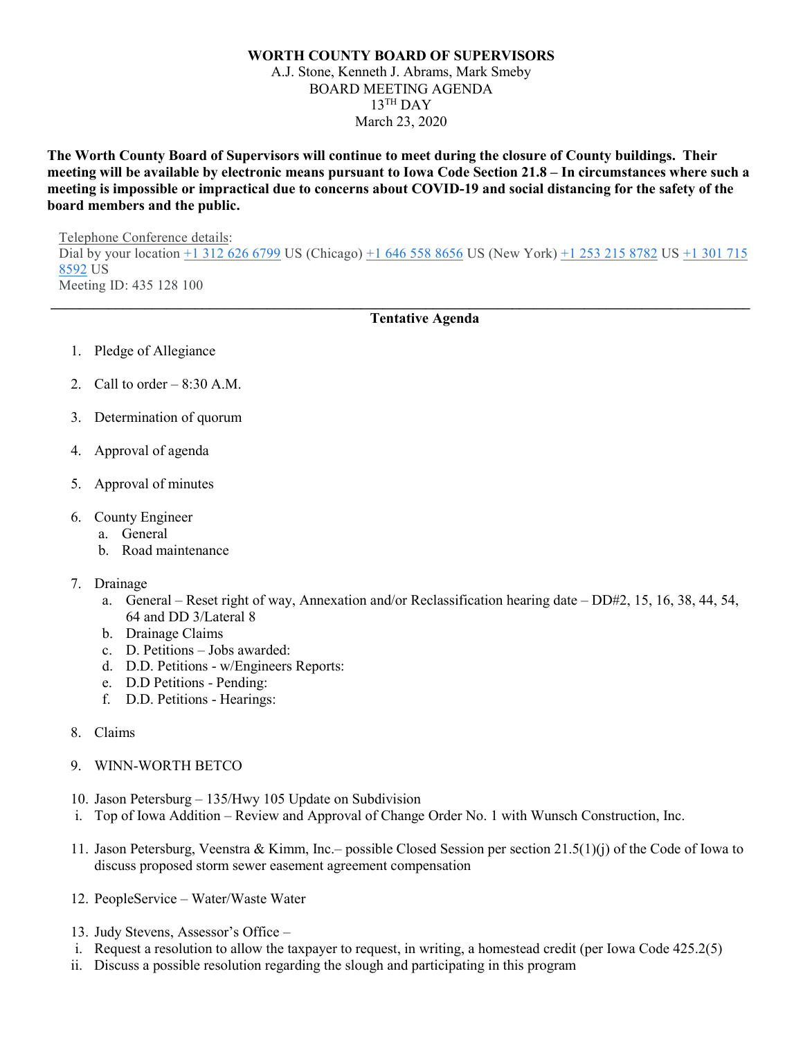# WORTH COUNTY BOARD OF SUPERVISORS

A.J. Stone, Kenneth J. Abrams, Mark Smeby
BOARD MEETING AGENDA
13TH DAY
March 23, 2020

**The Worth County Board of Supervisors will continue to meet during the closure of County buildings. Their meeting will be available by electronic means pursuant to Iowa Code Section 21.8 – In circumstances where such a meeting is impossible or impractical due to concerns about COVID-19 and social distancing for the safety of the board members and the public.**

Telephone Conference details:
Dial by your location +1 312 626 6799 US (Chicago) +1 646 558 8656 US (New York) +1 253 215 8782 US +1 301 715 8592 US
Meeting ID: 435 128 100

---

**Tentative Agenda**

1. Pledge of Allegiance
2. Call to order – 8:30 A.M.
3. Determination of quorum
4. Approval of agenda
5. Approval of minutes
6. County Engineer
   a. General
   b. Road maintenance
7. Drainage
   a. General – Reset right of way, Annexation and/or Reclassification hearing date – DD#2, 15, 16, 38, 44, 54, 64 and DD 3/Lateral 8
   b. Drainage Claims
   c. D. Petitions – Jobs awarded:
   d. D.D. Petitions - w/Engineers Reports:
   e. D.D Petitions - Pending:
   f. D.D. Petitions - Hearings:
8. Claims
9. WINN-WORTH BETCO
10. Jason Petersburg – 135/Hwy 105 Update on Subdivision
    i. Top of Iowa Addition – Review and Approval of Change Order No. 1 with Wunsch Construction, Inc.
11. Jason Petersburg, Veenstra & Kimm, Inc.– possible Closed Session per section 21.5(1)(j) of the Code of Iowa to discuss proposed storm sewer easement agreement compensation
12. PeopleService – Water/Waste Water
13. Judy Stevens, Assessor's Office –
    i. Request a resolution to allow the taxpayer to request, in writing, a homestead credit (per Iowa Code 425.2(5)
    ii. Discuss a possible resolution regarding the slough and participating in this program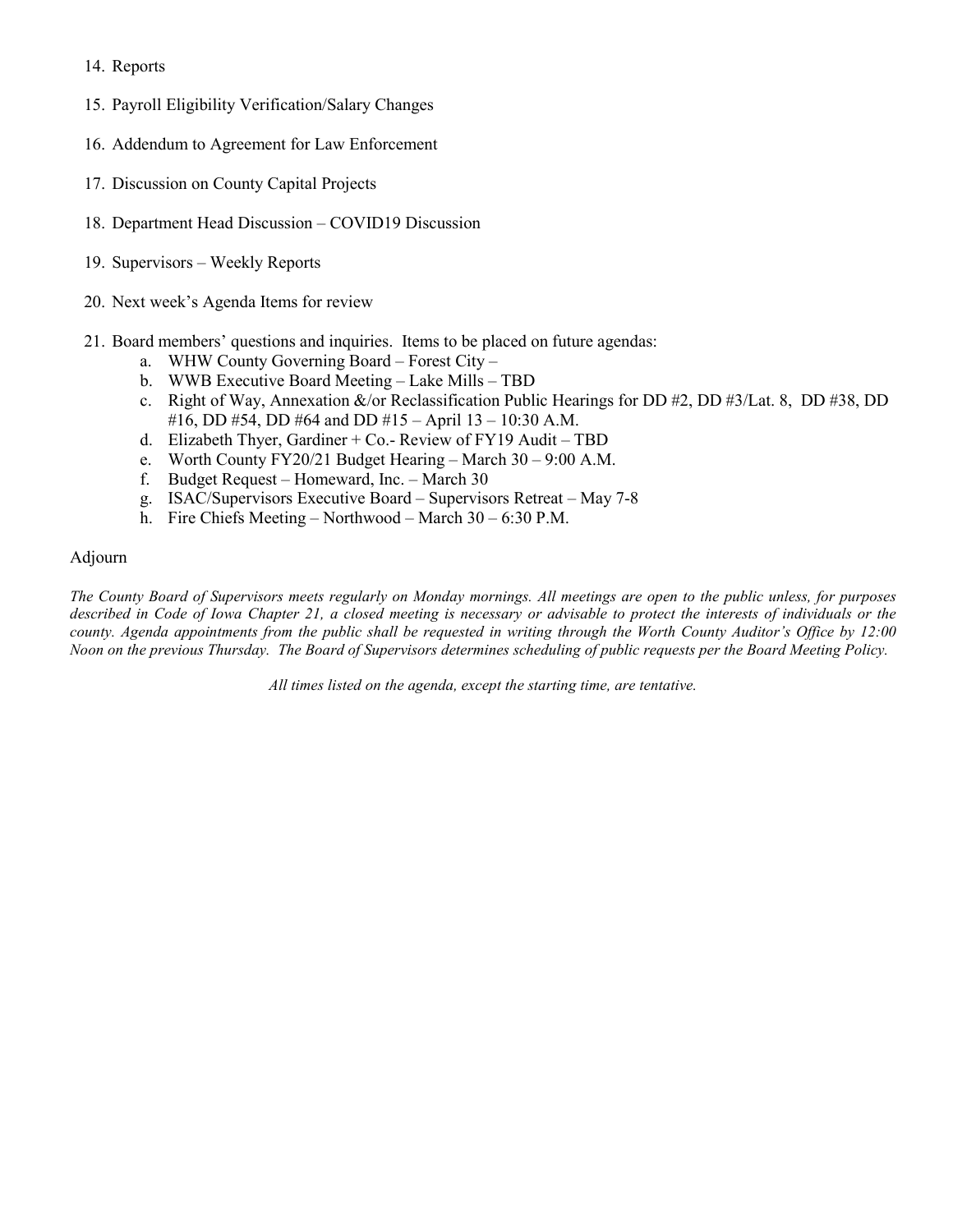14. Reports

15. Payroll Eligibility Verification/Salary Changes

16. Addendum to Agreement for Law Enforcement

17. Discussion on County Capital Projects

18. Department Head Discussion – COVID19 Discussion

19. Supervisors – Weekly Reports

20. Next week's Agenda Items for review

21. Board members' questions and inquiries. Items to be placed on future agendas:
    a. WHW County Governing Board – Forest City –
    b. WWB Executive Board Meeting – Lake Mills – TBD
    c. Right of Way, Annexation &/or Reclassification Public Hearings for DD #2, DD #3/Lat. 8, DD #38, DD #16, DD #54, DD #64 and DD #15 – April 13 – 10:30 A.M.
    d. Elizabeth Thyer, Gardiner + Co.- Review of FY19 Audit – TBD
    e. Worth County FY20/21 Budget Hearing – March 30 – 9:00 A.M.
    f. Budget Request – Homeward, Inc. – March 30
    g. ISAC/Supervisors Executive Board – Supervisors Retreat – May 7-8
    h. Fire Chiefs Meeting – Northwood – March 30 – 6:30 P.M.

Adjourn

*The County Board of Supervisors meets regularly on Monday mornings. All meetings are open to the public unless, for purposes described in Code of Iowa Chapter 21, a closed meeting is necessary or advisable to protect the interests of individuals or the county. Agenda appointments from the public shall be requested in writing through the Worth County Auditor's Office by 12:00 Noon on the previous Thursday. The Board of Supervisors determines scheduling of public requests per the Board Meeting Policy.*

*All times listed on the agenda, except the starting time, are tentative.*